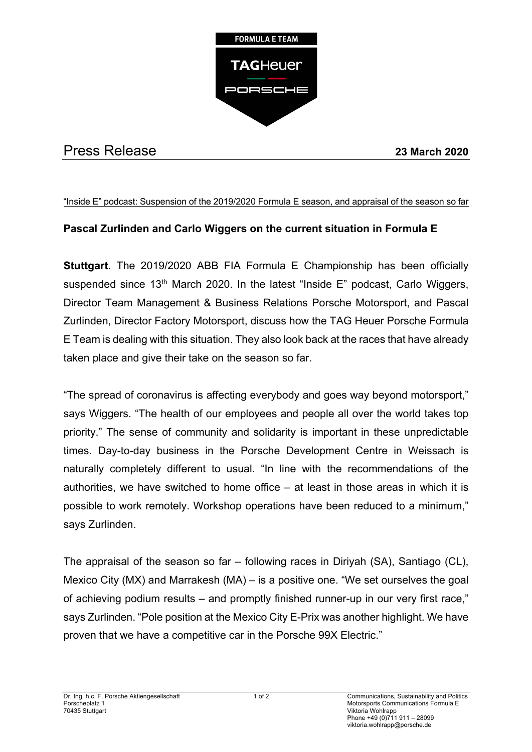FORMULA E TEAM

TAGHeuer

PORSCHE

# Press Release

**23 March 2020**

“Inside E” podcast: Suspension of the 2019/2020 Formula E season, and appraisal of the season so far

## Pascal Zurlinden and Carlo Wiggers on the current situation in Formula E

**Stuttgart.** The 2019/2020 ABB FIA Formula E Championship has been officially suspended since 13th March 2020. In the latest “Inside E” podcast, Carlo Wiggers, Director Team Management & Business Relations Porsche Motorsport, and Pascal Zurlinden, Director Factory Motorsport, discuss how the TAG Heuer Porsche Formula E Team is dealing with this situation. They also look back at the races that have already taken place and give their take on the season so far.

“The spread of coronavirus is affecting everybody and goes way beyond motorsport,” says Wiggers. “The health of our employees and people all over the world takes top priority.” The sense of community and solidarity is important in these unpredictable times. Day-to-day business in the Porsche Development Centre in Weissach is naturally completely different to usual. “In line with the recommendations of the authorities, we have switched to home office – at least in those areas in which it is possible to work remotely. Workshop operations have been reduced to a minimum,” says Zurlinden.

The appraisal of the season so far – following races in Diriyah (SA), Santiago (CL), Mexico City (MX) and Marrakesh (MA) – is a positive one. “We set ourselves the goal of achieving podium results – and promptly finished runner-up in our very first race,” says Zurlinden. “Pole position at the Mexico City E-Prix was another highlight. We have proven that we have a competitive car in the Porsche 99X Electric.”

Dr. Ing. h.c. F. Porsche Aktiengesellschaft
Porscheplatz 1
70435 Stuttgart

Communications, Sustainability and Politics
Motorsports Communications Formula E
Viktoria Wohlrapp
Phone +49 (0)711 911 – 28099
viktoria.wohlrapp@porsche.de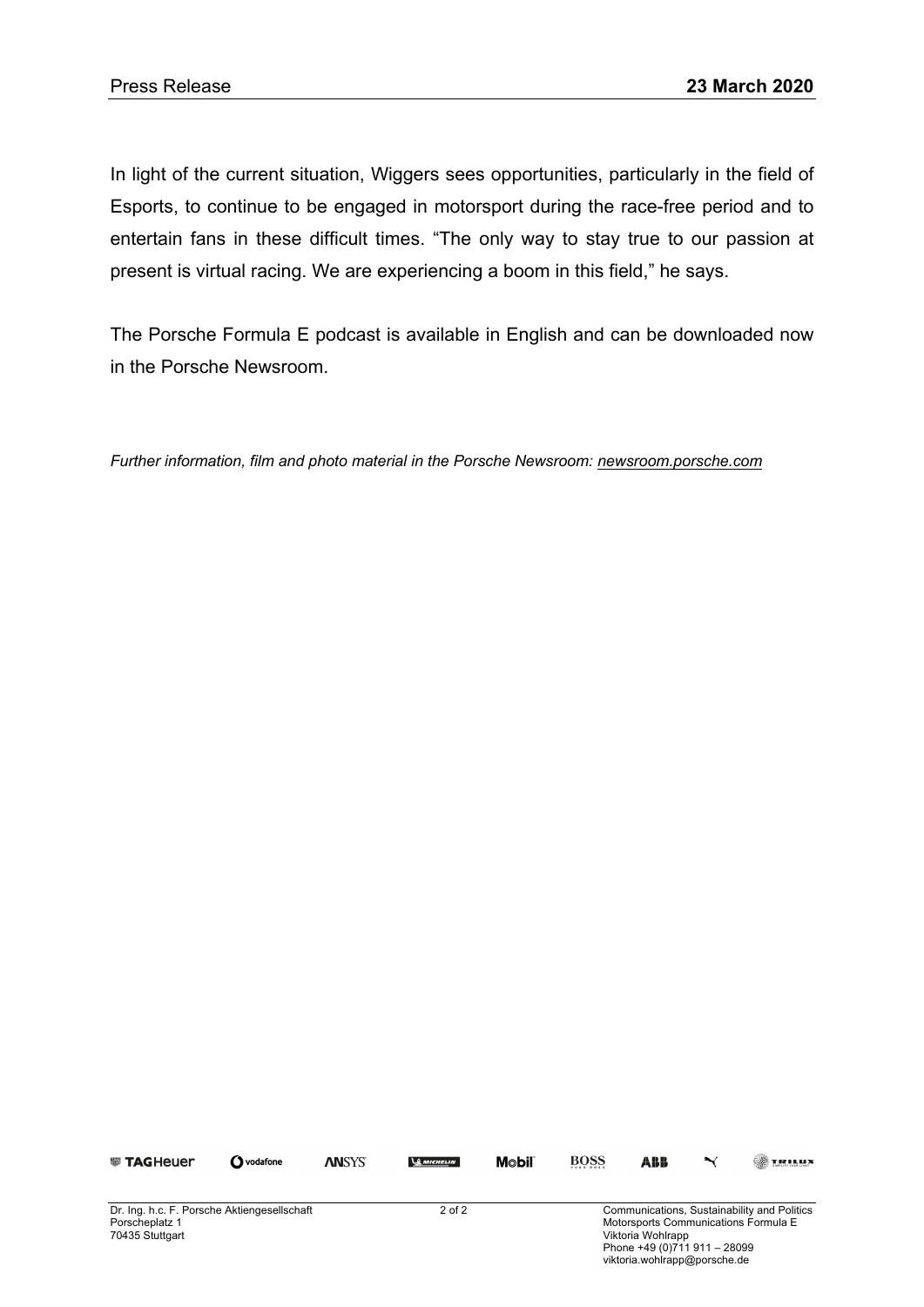In light of the current situation, Wiggers sees opportunities, particularly in the field of Esports, to continue to be engaged in motorsport during the race-free period and to entertain fans in these difficult times. “The only way to stay true to our passion at present is virtual racing. We are experiencing a boom in this field,” he says.

The Porsche Formula E podcast is available in English and can be downloaded now in the Porsche Newsroom.

*Further information, film and photo material in the Porsche Newsroom: newsroom.porsche.com*

Dr. Ing. h.c. F. Porsche Aktiengesellschaft
Porscheplatz 1
70435 Stuttgart

Communications, Sustainability and Politics
Motorsports Communications Formula E
Viktoria Wohlrapp
Phone +49 (0)711 911 – 28099
viktoria.wohlrapp@porsche.de